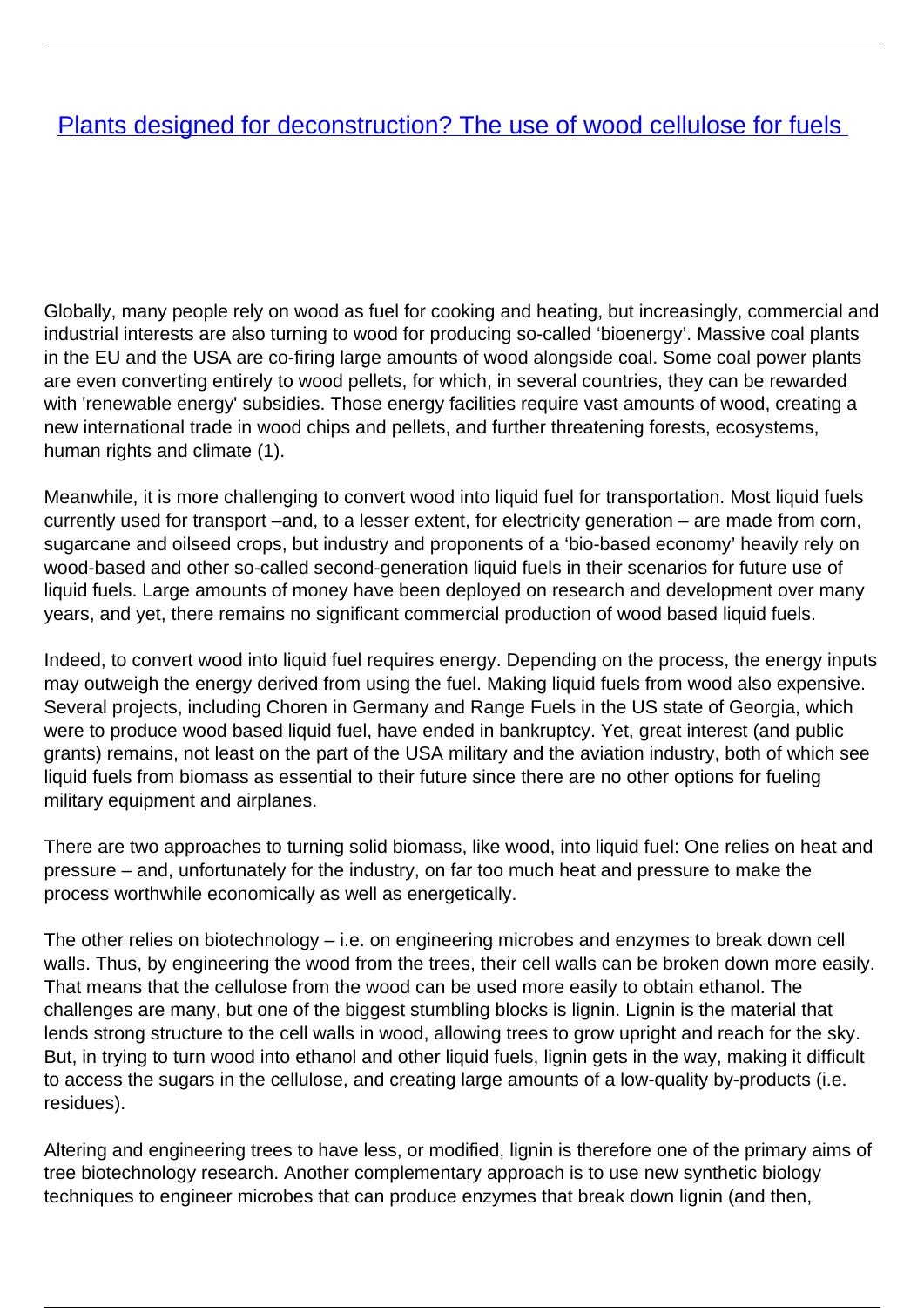# [Plants designed for deconstruction? The use of wood cellulose for fuels]()

Globally, many people rely on wood as fuel for cooking and heating, but increasingly, commercial and industrial interests are also turning to wood for producing so-called 'bioenergy'. Massive coal plants in the EU and the USA are co-firing large amounts of wood alongside coal. Some coal power plants are even converting entirely to wood pellets, for which, in several countries, they can be rewarded with 'renewable energy' subsidies. Those energy facilities require vast amounts of wood, creating a new international trade in wood chips and pellets, and further threatening forests, ecosystems, human rights and climate (1).

Meanwhile, it is more challenging to convert wood into liquid fuel for transportation. Most liquid fuels currently used for transport –and, to a lesser extent, for electricity generation – are made from corn, sugarcane and oilseed crops, but industry and proponents of a 'bio-based economy' heavily rely on wood-based and other so-called second-generation liquid fuels in their scenarios for future use of liquid fuels. Large amounts of money have been deployed on research and development over many years, and yet, there remains no significant commercial production of wood based liquid fuels.

Indeed, to convert wood into liquid fuel requires energy. Depending on the process, the energy inputs may outweigh the energy derived from using the fuel. Making liquid fuels from wood also expensive. Several projects, including Choren in Germany and Range Fuels in the US state of Georgia, which were to produce wood based liquid fuel, have ended in bankruptcy. Yet, great interest (and public grants) remains, not least on the part of the USA military and the aviation industry, both of which see liquid fuels from biomass as essential to their future since there are no other options for fueling military equipment and airplanes.

There are two approaches to turning solid biomass, like wood, into liquid fuel: One relies on heat and pressure – and, unfortunately for the industry, on far too much heat and pressure to make the process worthwhile economically as well as energetically.

The other relies on biotechnology – i.e. on engineering microbes and enzymes to break down cell walls. Thus, by engineering the wood from the trees, their cell walls can be broken down more easily. That means that the cellulose from the wood can be used more easily to obtain ethanol. The challenges are many, but one of the biggest stumbling blocks is lignin. Lignin is the material that lends strong structure to the cell walls in wood, allowing trees to grow upright and reach for the sky. But, in trying to turn wood into ethanol and other liquid fuels, lignin gets in the way, making it difficult to access the sugars in the cellulose, and creating large amounts of a low-quality by-products (i.e. residues).

Altering and engineering trees to have less, or modified, lignin is therefore one of the primary aims of tree biotechnology research. Another complementary approach is to use new synthetic biology techniques to engineer microbes that can produce enzymes that break down lignin (and then,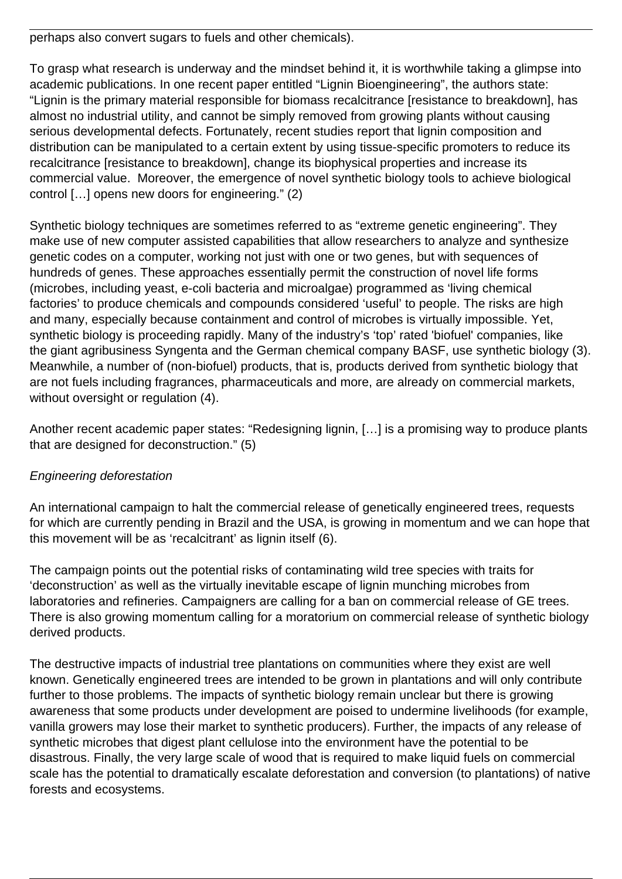perhaps also convert sugars to fuels and other chemicals).

To grasp what research is underway and the mindset behind it, it is worthwhile taking a glimpse into academic publications. In one recent paper entitled “Lignin Bioengineering”, the authors state: “Lignin is the primary material responsible for biomass recalcitrance [resistance to breakdown], has almost no industrial utility, and cannot be simply removed from growing plants without causing serious developmental defects. Fortunately, recent studies report that lignin composition and distribution can be manipulated to a certain extent by using tissue-specific promoters to reduce its recalcitrance [resistance to breakdown], change its biophysical properties and increase its commercial value. Moreover, the emergence of novel synthetic biology tools to achieve biological control […] opens new doors for engineering.” (2)

Synthetic biology techniques are sometimes referred to as “extreme genetic engineering”. They make use of new computer assisted capabilities that allow researchers to analyze and synthesize genetic codes on a computer, working not just with one or two genes, but with sequences of hundreds of genes. These approaches essentially permit the construction of novel life forms (microbes, including yeast, e-coli bacteria and microalgae) programmed as ‘living chemical factories’ to produce chemicals and compounds considered ‘useful’ to people. The risks are high and many, especially because containment and control of microbes is virtually impossible. Yet, synthetic biology is proceeding rapidly. Many of the industry’s ‘top’ rated 'biofuel' companies, like the giant agribusiness Syngenta and the German chemical company BASF, use synthetic biology (3). Meanwhile, a number of (non-biofuel) products, that is, products derived from synthetic biology that are not fuels including fragrances, pharmaceuticals and more, are already on commercial markets, without oversight or regulation (4).

Another recent academic paper states: “Redesigning lignin, […] is a promising way to produce plants that are designed for deconstruction.” (5)

*Engineering deforestation*

An international campaign to halt the commercial release of genetically engineered trees, requests for which are currently pending in Brazil and the USA, is growing in momentum and we can hope that this movement will be as ‘recalcitrant’ as lignin itself (6).

The campaign points out the potential risks of contaminating wild tree species with traits for ‘deconstruction’ as well as the virtually inevitable escape of lignin munching microbes from laboratories and refineries. Campaigners are calling for a ban on commercial release of GE trees. There is also growing momentum calling for a moratorium on commercial release of synthetic biology derived products.

The destructive impacts of industrial tree plantations on communities where they exist are well known. Genetically engineered trees are intended to be grown in plantations and will only contribute further to those problems. The impacts of synthetic biology remain unclear but there is growing awareness that some products under development are poised to undermine livelihoods (for example, vanilla growers may lose their market to synthetic producers). Further, the impacts of any release of synthetic microbes that digest plant cellulose into the environment have the potential to be disastrous. Finally, the very large scale of wood that is required to make liquid fuels on commercial scale has the potential to dramatically escalate deforestation and conversion (to plantations) of native forests and ecosystems.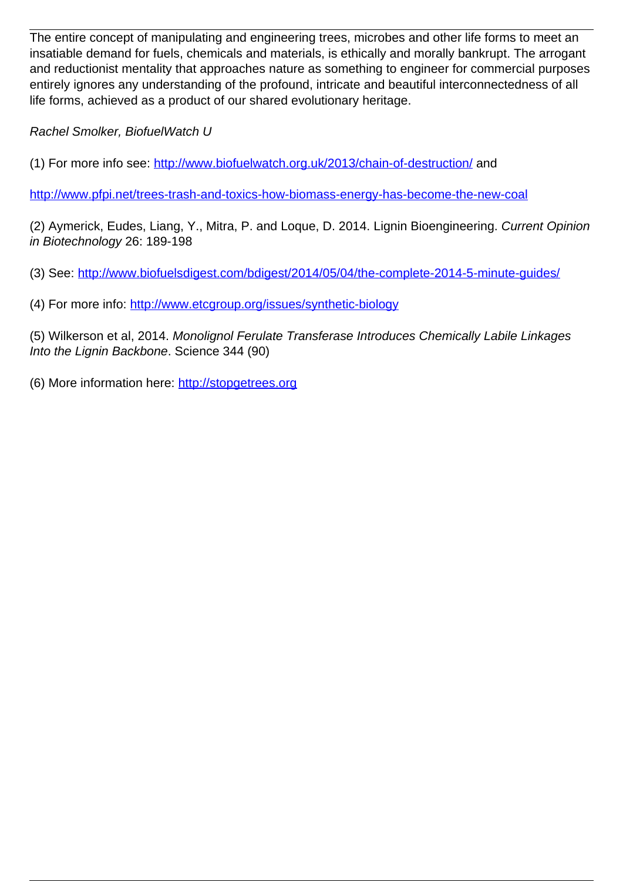The entire concept of manipulating and engineering trees, microbes and other life forms to meet an insatiable demand for fuels, chemicals and materials, is ethically and morally bankrupt. The arrogant and reductionist mentality that approaches nature as something to engineer for commercial purposes entirely ignores any understanding of the profound, intricate and beautiful interconnectedness of all life forms, achieved as a product of our shared evolutionary heritage.

*Rachel Smolker, BiofuelWatch U*

(1) For more info see: [http://www.biofuelwatch.org.uk/2013/chain-of-destruction/](http://www.biofuelwatch.org.uk/2013/chain-of-destruction/) and

[http://www.pfpi.net/trees-trash-and-toxics-how-biomass-energy-has-become-the-new-coal](http://www.pfpi.net/trees-trash-and-toxics-how-biomass-energy-has-become-the-new-coal)

(2) Aymerick, Eudes, Liang, Y., Mitra, P. and Loque, D. 2014. Lignin Bioengineering. *Current Opinion in Biotechnology* 26: 189-198

(3) See: [http://www.biofuelsdigest.com/bdigest/2014/05/04/the-complete-2014-5-minute-guides/](http://www.biofuelsdigest.com/bdigest/2014/05/04/the-complete-2014-5-minute-guides/)

(4) For more info: [http://www.etcgroup.org/issues/synthetic-biology](http://www.etcgroup.org/issues/synthetic-biology)

(5) Wilkerson et al, 2014. *Monolignol Ferulate Transferase Introduces Chemically Labile Linkages Into the Lignin Backbone*. Science 344 (90)

(6) More information here: [http://stopgetrees.org](http://stopgetrees.org)